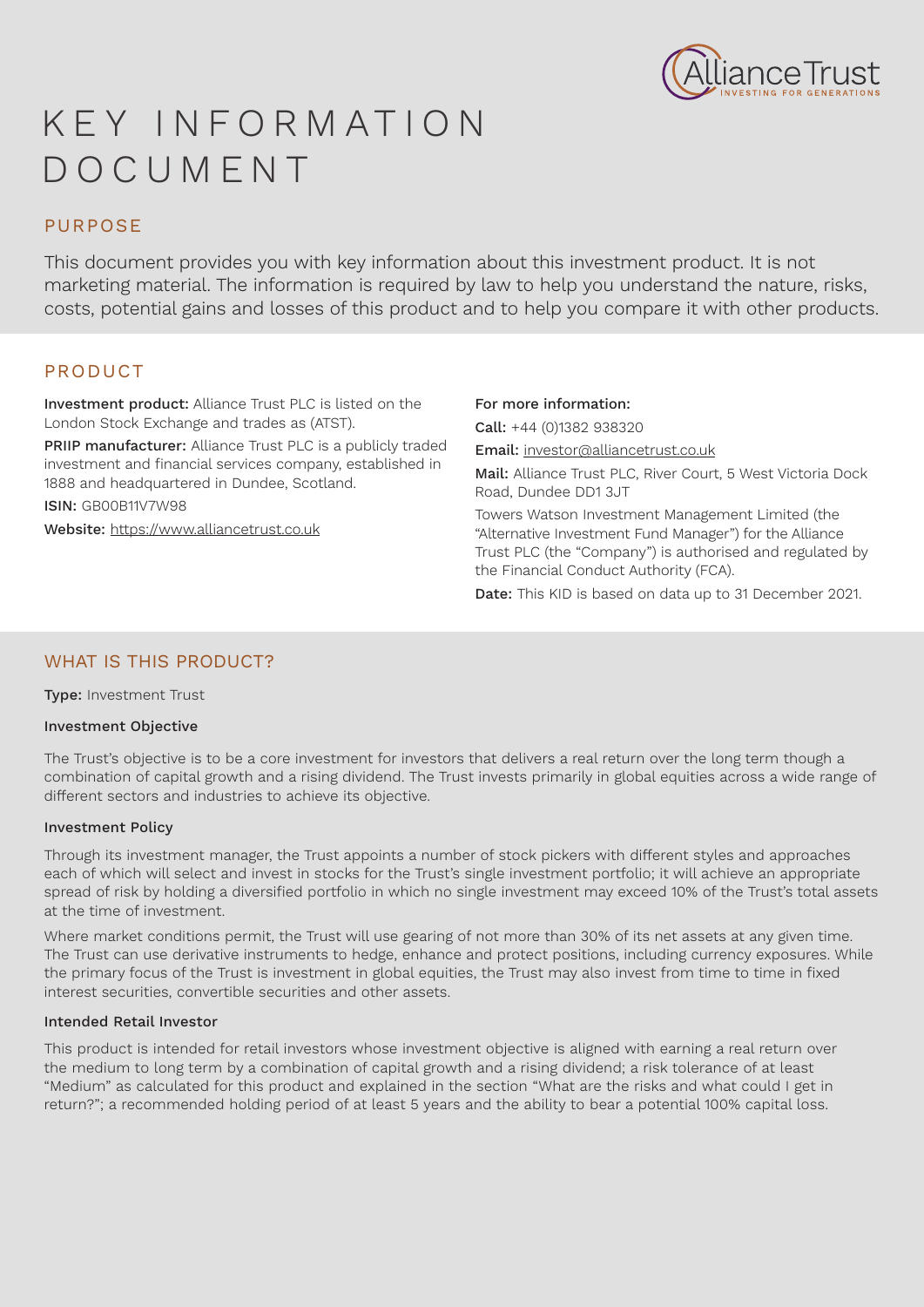# KEY INFORMATION DOCUMENT

## PURPOSE

This document provides you with key information about this investment product. It is not marketing material. The information is required by law to help you understand the nature, risks, costs, potential gains and losses of this product and to help you compare it with other products.

## PRODUCT

**Investment product:** Alliance Trust PLC is listed on the London Stock Exchange and trades as (ATST).

**PRIIP manufacturer:** Alliance Trust PLC is a publicly traded investment and financial services company, established in 1888 and headquartered in Dundee, Scotland.

**ISIN:** GB00B11V7W98

**Website:** https://www.alliancetrust.co.uk

**For more information:**

**Call:** +44 (0)1382 938320

**Email:** investor@alliancetrust.co.uk

**Mail:** Alliance Trust PLC, River Court, 5 West Victoria Dock Road, Dundee DD1 3JT

Towers Watson Investment Management Limited (the "Alternative Investment Fund Manager") for the Alliance Trust PLC (the "Company") is authorised and regulated by the Financial Conduct Authority (FCA).

**Date:** This KID is based on data up to 31 December 2021.

## WHAT IS THIS PRODUCT?

**Type:** Investment Trust

**Investment Objective**

The Trust's objective is to be a core investment for investors that delivers a real return over the long term though a combination of capital growth and a rising dividend. The Trust invests primarily in global equities across a wide range of different sectors and industries to achieve its objective.

**Investment Policy**

Through its investment manager, the Trust appoints a number of stock pickers with different styles and approaches each of which will select and invest in stocks for the Trust's single investment portfolio; it will achieve an appropriate spread of risk by holding a diversified portfolio in which no single investment may exceed 10% of the Trust's total assets at the time of investment.

Where market conditions permit, the Trust will use gearing of not more than 30% of its net assets at any given time. The Trust can use derivative instruments to hedge, enhance and protect positions, including currency exposures. While the primary focus of the Trust is investment in global equities, the Trust may also invest from time to time in fixed interest securities, convertible securities and other assets.

**Intended Retail Investor**

This product is intended for retail investors whose investment objective is aligned with earning a real return over the medium to long term by a combination of capital growth and a rising dividend; a risk tolerance of at least "Medium" as calculated for this product and explained in the section "What are the risks and what could I get in return?"; a recommended holding period of at least 5 years and the ability to bear a potential 100% capital loss.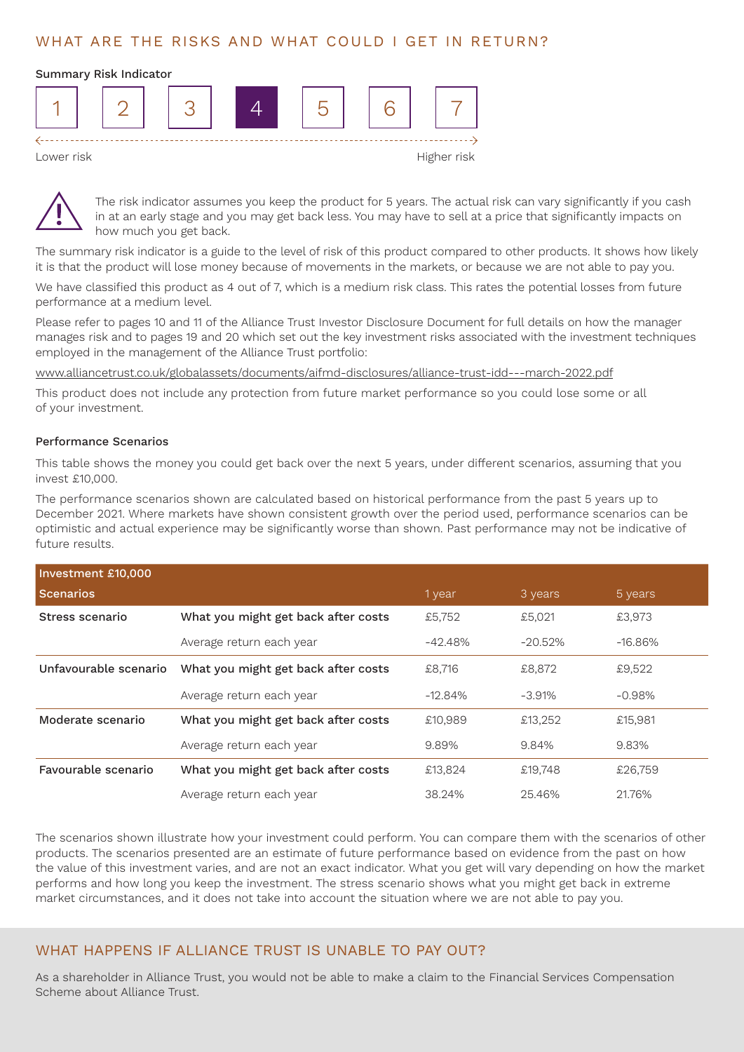## WHAT ARE THE RISKS AND WHAT COULD I GET IN RETURN?

**Summary Risk Indicator**

| 1 | 2 | 3 | **4** | 5 | 6 | 7 |
|---|---|---|---|---|---|---|

Lower risk ← → Higher risk

The risk indicator assumes you keep the product for 5 years. The actual risk can vary significantly if you cash in at an early stage and you may get back less. You may have to sell at a price that significantly impacts on how much you get back.

The summary risk indicator is a guide to the level of risk of this product compared to other products. It shows how likely it is that the product will lose money because of movements in the markets, or because we are not able to pay you.

We have classified this product as 4 out of 7, which is a medium risk class. This rates the potential losses from future performance at a medium level.

Please refer to pages 10 and 11 of the Alliance Trust Investor Disclosure Document for full details on how the manager manages risk and to pages 19 and 20 which set out the key investment risks associated with the investment techniques employed in the management of the Alliance Trust portfolio:

www.alliancetrust.co.uk/globalassets/documents/aifmd-disclosures/alliance-trust-idd---march-2022.pdf

This product does not include any protection from future market performance so you could lose some or all of your investment.

**Performance Scenarios**

This table shows the money you could get back over the next 5 years, under different scenarios, assuming that you invest £10,000.

The performance scenarios shown are calculated based on historical performance from the past 5 years up to December 2021. Where markets have shown consistent growth over the period used, performance scenarios can be optimistic and actual experience may be significantly worse than shown. Past performance may not be indicative of future results.

| Investment £10,000 | | | | |
|---|---|---|---|---|
| **Scenarios** | | 1 year | 3 years | 5 years |
| **Stress scenario** | What you might get back after costs | £5,752 | £5,021 | £3,973 |
| | Average return each year | -42.48% | -20.52% | -16.86% |
| **Unfavourable scenario** | What you might get back after costs | £8,716 | £8,872 | £9,522 |
| | Average return each year | -12.84% | -3.91% | -0.98% |
| **Moderate scenario** | What you might get back after costs | £10,989 | £13,252 | £15,981 |
| | Average return each year | 9.89% | 9.84% | 9.83% |
| **Favourable scenario** | What you might get back after costs | £13,824 | £19,748 | £26,759 |
| | Average return each year | 38.24% | 25.46% | 21.76% |

The scenarios shown illustrate how your investment could perform. You can compare them with the scenarios of other products. The scenarios presented are an estimate of future performance based on evidence from the past on how the value of this investment varies, and are not an exact indicator. What you get will vary depending on how the market performs and how long you keep the investment. The stress scenario shows what you might get back in extreme market circumstances, and it does not take into account the situation where we are not able to pay you.

## WHAT HAPPENS IF ALLIANCE TRUST IS UNABLE TO PAY OUT?

As a shareholder in Alliance Trust, you would not be able to make a claim to the Financial Services Compensation Scheme about Alliance Trust.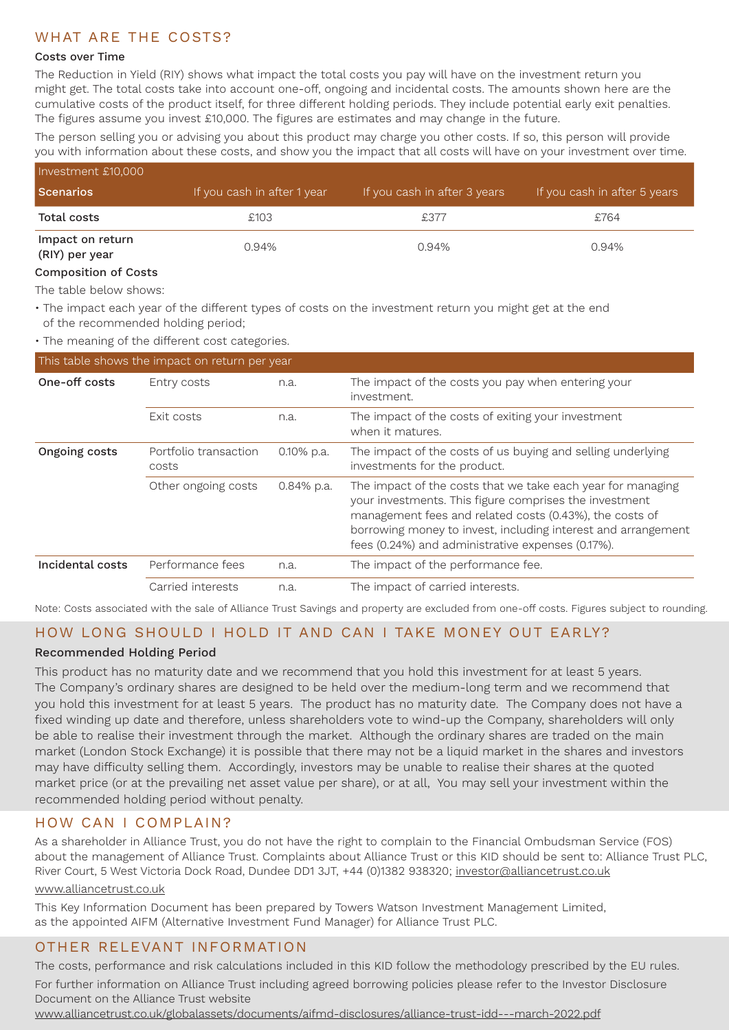## WHAT ARE THE COSTS?

### Costs over Time

The Reduction in Yield (RIY) shows what impact the total costs you pay will have on the investment return you might get. The total costs take into account one-off, ongoing and incidental costs. The amounts shown here are the cumulative costs of the product itself, for three different holding periods. They include potential early exit penalties. The figures assume you invest £10,000. The figures are estimates and may change in the future.

The person selling you or advising you about this product may charge you other costs. If so, this person will provide you with information about these costs, and show you the impact that all costs will have on your investment over time.

| Investment £10,000 | | | |
|---|---|---|---|
| **Scenarios** | If you cash in after 1 year | If you cash in after 3 years | If you cash in after 5 years |
| **Total costs** | £103 | £377 | £764 |
| **Impact on return (RIY) per year** | 0.94% | 0.94% | 0.94% |

### Composition of Costs

The table below shows:

- The impact each year of the different types of costs on the investment return you might get at the end of the recommended holding period;
- The meaning of the different cost categories.

| This table shows the impact on return per year | | | |
|---|---|---|---|
| **One-off costs** | Entry costs | n.a. | The impact of the costs you pay when entering your investment. |
| | Exit costs | n.a. | The impact of the costs of exiting your investment when it matures. |
| **Ongoing costs** | Portfolio transaction costs | 0.10% p.a. | The impact of the costs of us buying and selling underlying investments for the product. |
| | Other ongoing costs | 0.84% p.a. | The impact of the costs that we take each year for managing your investments. This figure comprises the investment management fees and related costs (0.43%), the costs of borrowing money to invest, including interest and arrangement fees (0.24%) and administrative expenses (0.17%). |
| **Incidental costs** | Performance fees | n.a. | The impact of the performance fee. |
| | Carried interests | n.a. | The impact of carried interests. |

Note: Costs associated with the sale of Alliance Trust Savings and property are excluded from one-off costs. Figures subject to rounding.

## HOW LONG SHOULD I HOLD IT AND CAN I TAKE MONEY OUT EARLY?

### Recommended Holding Period

This product has no maturity date and we recommend that you hold this investment for at least 5 years. The Company's ordinary shares are designed to be held over the medium-long term and we recommend that you hold this investment for at least 5 years. The product has no maturity date. The Company does not have a fixed winding up date and therefore, unless shareholders vote to wind-up the Company, shareholders will only be able to realise their investment through the market. Although the ordinary shares are traded on the main market (London Stock Exchange) it is possible that there may not be a liquid market in the shares and investors may have difficulty selling them. Accordingly, investors may be unable to realise their shares at the quoted market price (or at the prevailing net asset value per share), or at all, You may sell your investment within the recommended holding period without penalty.

## HOW CAN I COMPLAIN?

As a shareholder in Alliance Trust, you do not have the right to complain to the Financial Ombudsman Service (FOS) about the management of Alliance Trust. Complaints about Alliance Trust or this KID should be sent to: Alliance Trust PLC, River Court, 5 West Victoria Dock Road, Dundee DD1 3JT, +44 (0)1382 938320; investor@alliancetrust.co.uk

www.alliancetrust.co.uk

This Key Information Document has been prepared by Towers Watson Investment Management Limited, as the appointed AIFM (Alternative Investment Fund Manager) for Alliance Trust PLC.

## OTHER RELEVANT INFORMATION

The costs, performance and risk calculations included in this KID follow the methodology prescribed by the EU rules.

For further information on Alliance Trust including agreed borrowing policies please refer to the Investor Disclosure Document on the Alliance Trust website

www.alliancetrust.co.uk/globalassets/documents/aifmd-disclosures/alliance-trust-idd---march-2022.pdf